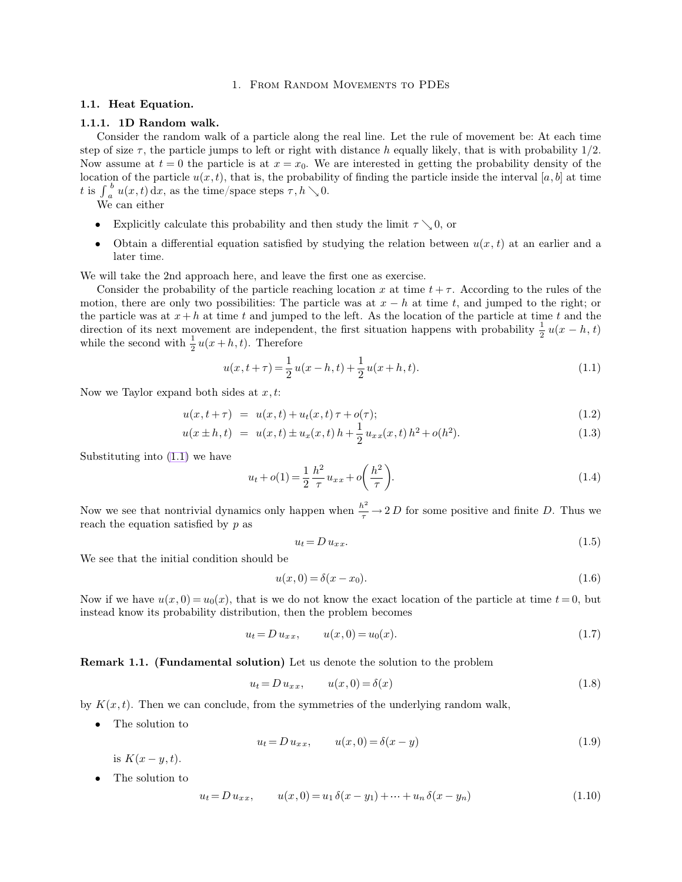# 1. From Random Movements to PDEs

## 1.1. Heat Equation.

### 1.1.1. 1D Random walk.

Consider the random walk of a particle along the real line. Let the rule of movement be: At each time step of size $\tau$, the particle jumps to left or right with distance $h$ equally likely, that is with probability 1/2. Now assume at $t=0$ the particle is at $x=x_0$. We are interested in getting the probability density of the location of the particle $u(x,t)$, that is, the probability of finding the particle inside the interval $[a,b]$ at time $t$ is $\int_a^b u(x,t)\,\mathrm{d}x$, as the time/space steps $\tau, h \searrow 0$.

We can either

- Explicitly calculate this probability and then study the limit $\tau \searrow 0$, or
- Obtain a differential equation satisfied by studying the relation between $u(x,t)$ at an earlier and a later time.

We will take the 2nd approach here, and leave the first one as exercise.

Consider the probability of the particle reaching location $x$ at time $t+\tau$. According to the rules of the motion, there are only two possibilities: The particle was at $x-h$ at time $t$, and jumped to the right; or the particle was at $x+h$ at time $t$ and jumped to the left. As the location of the particle at time $t$ and the direction of its next movement are independent, the first situation happens with probability $\frac{1}{2}\,u(x-h,t)$ while the second with $\frac{1}{2}u(x+h,t)$. Therefore

$$u(x,t+\tau) = \frac{1}{2}\,u(x-h,t) + \frac{1}{2}\,u(x+h,t). \tag{1.1}$$

Now we Taylor expand both sides at $x,t$:

$$u(x,t+\tau) = u(x,t) + u_t(x,t)\,\tau + o(\tau); \tag{1.2}$$

$$u(x\pm h,t) = u(x,t) \pm u_x(x,t)\,h + \frac{1}{2}\,u_{xx}(x,t)\,h^2 + o(h^2). \tag{1.3}$$

Substituting into (1.1) we have

$$u_t + o(1) = \frac{1}{2}\,\frac{h^2}{\tau}\,u_{xx} + o\!\left(\frac{h^2}{\tau}\right). \tag{1.4}$$

Now we see that nontrivial dynamics only happen when $\frac{h^2}{\tau} \to 2\,D$ for some positive and finite $D$. Thus we reach the equation satisfied by $p$ as

$$u_t = D\,u_{xx}. \tag{1.5}$$

We see that the initial condition should be

$$u(x,0) = \delta(x-x_0). \tag{1.6}$$

Now if we have $u(x,0)=u_0(x)$, that is we do not know the exact location of the particle at time $t=0$, but instead know its probability distribution, then the problem becomes

$$u_t = D\,u_{xx}, \qquad u(x,0) = u_0(x). \tag{1.7}$$

**Remark 1.1. (Fundamental solution)** Let us denote the solution to the problem

$$u_t = D\,u_{xx}, \qquad u(x,0) = \delta(x) \tag{1.8}$$

by $K(x,t)$. Then we can conclude, from the symmetries of the underlying random walk,

- The solution to

$$u_t = D\,u_{xx}, \qquad u(x,0) = \delta(x-y) \tag{1.9}$$

is $K(x-y,t)$.

- The solution to

$$u_t = D\,u_{xx}, \qquad u(x,0) = u_1\,\delta(x-y_1) + \cdots + u_n\,\delta(x-y_n) \tag{1.10}$$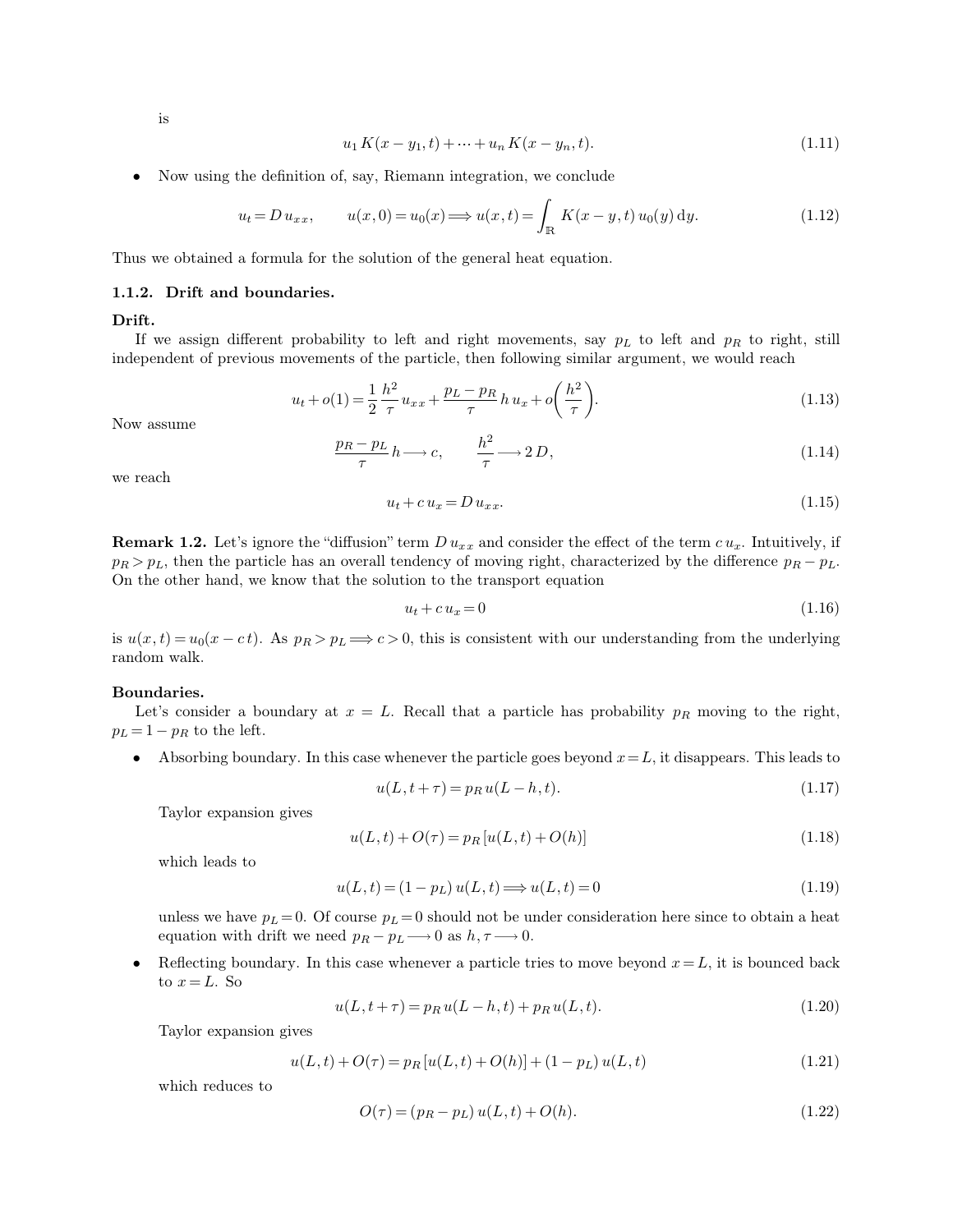is

$$u_1 K(x - y_1, t) + \cdots + u_n K(x - y_n, t). \tag{1.11}$$

- Now using the definition of, say, Riemann integration, we conclude

$$u_t = D\, u_{xx}, \qquad u(x,0) = u_0(x) \Longrightarrow u(x,t) = \int_{\mathbb{R}} K(x - y, t)\, u_0(y)\, \mathrm{d}y. \tag{1.12}$$

Thus we obtained a formula for the solution of the general heat equation.

### 1.1.2. Drift and boundaries.

**Drift.**

If we assign different probability to left and right movements, say $p_L$ to left and $p_R$ to right, still independent of previous movements of the particle, then following similar argument, we would reach

$$u_t + o(1) = \frac{1}{2}\frac{h^2}{\tau}\, u_{xx} + \frac{p_L - p_R}{\tau}\, h\, u_x + o\left(\frac{h^2}{\tau}\right). \tag{1.13}$$

Now assume

$$\frac{p_R - p_L}{\tau}\, h \longrightarrow c, \qquad \frac{h^2}{\tau} \longrightarrow 2\, D, \tag{1.14}$$

we reach

$$u_t + c\, u_x = D\, u_{xx}. \tag{1.15}$$

**Remark 1.2.** Let's ignore the "diffusion" term $D\, u_{xx}$ and consider the effect of the term $c\, u_x$. Intuitively, if $p_R > p_L$, then the particle has an overall tendency of moving right, characterized by the difference $p_R - p_L$. On the other hand, we know that the solution to the transport equation

$$u_t + c\, u_x = 0 \tag{1.16}$$

is $u(x,t) = u_0(x - c\, t)$. As $p_R > p_L \Longrightarrow c > 0$, this is consistent with our understanding from the underlying random walk.

**Boundaries.**

Let's consider a boundary at $x = L$. Recall that a particle has probability $p_R$ moving to the right, $p_L = 1 - p_R$ to the left.

- Absorbing boundary. In this case whenever the particle goes beyond $x = L$, it disappears. This leads to

$$u(L, t + \tau) = p_R\, u(L - h, t). \tag{1.17}$$

  Taylor expansion gives

$$u(L,t) + O(\tau) = p_R\, [u(L,t) + O(h)] \tag{1.18}$$

  which leads to

$$u(L,t) = (1 - p_L)\, u(L,t) \Longrightarrow u(L,t) = 0 \tag{1.19}$$

  unless we have $p_L = 0$. Of course $p_L = 0$ should not be under consideration here since to obtain a heat equation with drift we need $p_R - p_L \longrightarrow 0$ as $h, \tau \longrightarrow 0$.

- Reflecting boundary. In this case whenever a particle tries to move beyond $x = L$, it is bounced back to $x = L$. So

$$u(L, t + \tau) = p_R\, u(L - h, t) + p_R\, u(L,t). \tag{1.20}$$

  Taylor expansion gives

$$u(L,t) + O(\tau) = p_R\, [u(L,t) + O(h)] + (1 - p_L)\, u(L,t) \tag{1.21}$$

  which reduces to

$$O(\tau) = (p_R - p_L)\, u(L,t) + O(h). \tag{1.22}$$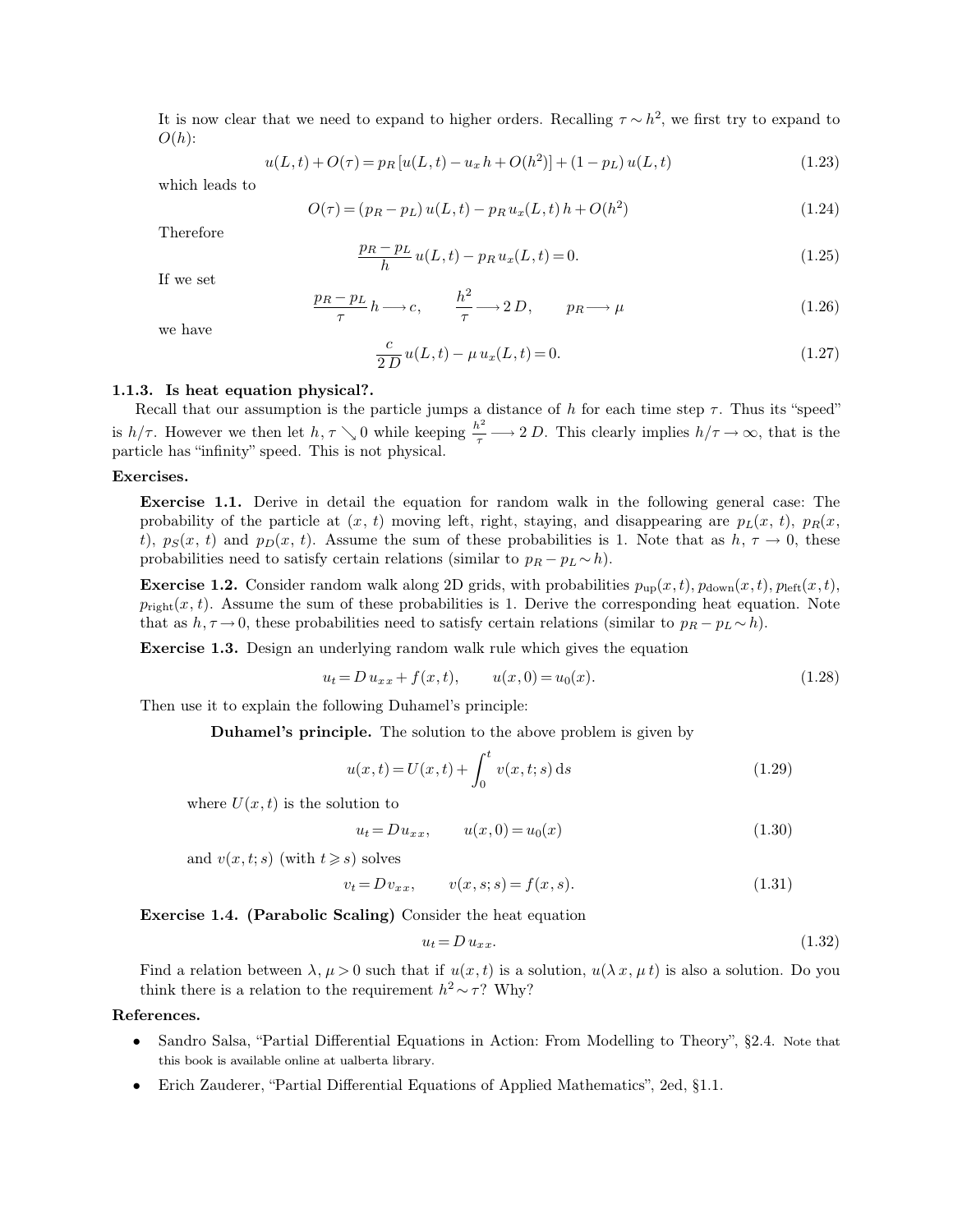It is now clear that we need to expand to higher orders. Recalling $\tau \sim h^2$, we first try to expand to $O(h)$:

$$u(L,t) + O(\tau) = p_R\,[u(L,t) - u_x\,h + O(h^2)] + (1 - p_L)\,u(L,t) \tag{1.23}$$

which leads to

$$O(\tau) = (p_R - p_L)\,u(L,t) - p_R\,u_x(L,t)\,h + O(h^2) \tag{1.24}$$

Therefore

$$\frac{p_R - p_L}{h}\,u(L,t) - p_R\,u_x(L,t) = 0. \tag{1.25}$$

If we set

$$\frac{p_R - p_L}{\tau}\,h \longrightarrow c, \qquad \frac{h^2}{\tau} \longrightarrow 2\,D, \qquad p_R \longrightarrow \mu \tag{1.26}$$

we have

$$\frac{c}{2\,D}\,u(L,t) - \mu\,u_x(L,t) = 0. \tag{1.27}$$

### 1.1.3. Is heat equation physical?.

Recall that our assumption is the particle jumps a distance of $h$ for each time step $\tau$. Thus its "speed" is $h/\tau$. However we then let $h, \tau \searrow 0$ while keeping $\frac{h^2}{\tau} \longrightarrow 2\,D$. This clearly implies $h/\tau \to \infty$, that is the particle has "infinity" speed. This is not physical.

**Exercises.**

**Exercise 1.1.** Derive in detail the equation for random walk in the following general case: The probability of the particle at $(x,\,t)$ moving left, right, staying, and disappearing are $p_L(x,\,t)$, $p_R(x,\,t)$, $p_S(x,\,t)$ and $p_D(x,\,t)$. Assume the sum of these probabilities is 1. Note that as $h,\,\tau \to 0$, these probabilities need to satisfy certain relations (similar to $p_R - p_L \sim h$).

**Exercise 1.2.** Consider random walk along 2D grids, with probabilities $p_{\text{up}}(x,t), p_{\text{down}}(x,t), p_{\text{left}}(x,t), p_{\text{right}}(x,t)$. Assume the sum of these probabilities is 1. Derive the corresponding heat equation. Note that as $h, \tau \to 0$, these probabilities need to satisfy certain relations (similar to $p_R - p_L \sim h$).

**Exercise 1.3.** Design an underlying random walk rule which gives the equation

$$u_t = D\,u_{xx} + f(x,t), \qquad u(x,0) = u_0(x). \tag{1.28}$$

Then use it to explain the following Duhamel's principle:

**Duhamel's principle.** The solution to the above problem is given by

$$u(x,t) = U(x,t) + \int_0^t v(x,t;s)\,\mathrm{d}s \tag{1.29}$$

where $U(x,t)$ is the solution to

$$u_t = D u_{xx}, \qquad u(x,0) = u_0(x) \tag{1.30}$$

and $v(x,t;s)$ (with $t \geqslant s$) solves

$$v_t = D\,v_{xx}, \qquad v(x,s;s) = f(x,s). \tag{1.31}$$

**Exercise 1.4. (Parabolic Scaling)** Consider the heat equation

$$u_t = D\,u_{xx}. \tag{1.32}$$

Find a relation between $\lambda, \mu > 0$ such that if $u(x,t)$ is a solution, $u(\lambda\,x, \mu\,t)$ is also a solution. Do you think there is a relation to the requirement $h^2 \sim \tau$? Why?

**References.**

- Sandro Salsa, "Partial Differential Equations in Action: From Modelling to Theory", §2.4. Note that this book is available online at ualberta library.
- Erich Zauderer, "Partial Differential Equations of Applied Mathematics", 2ed, §1.1.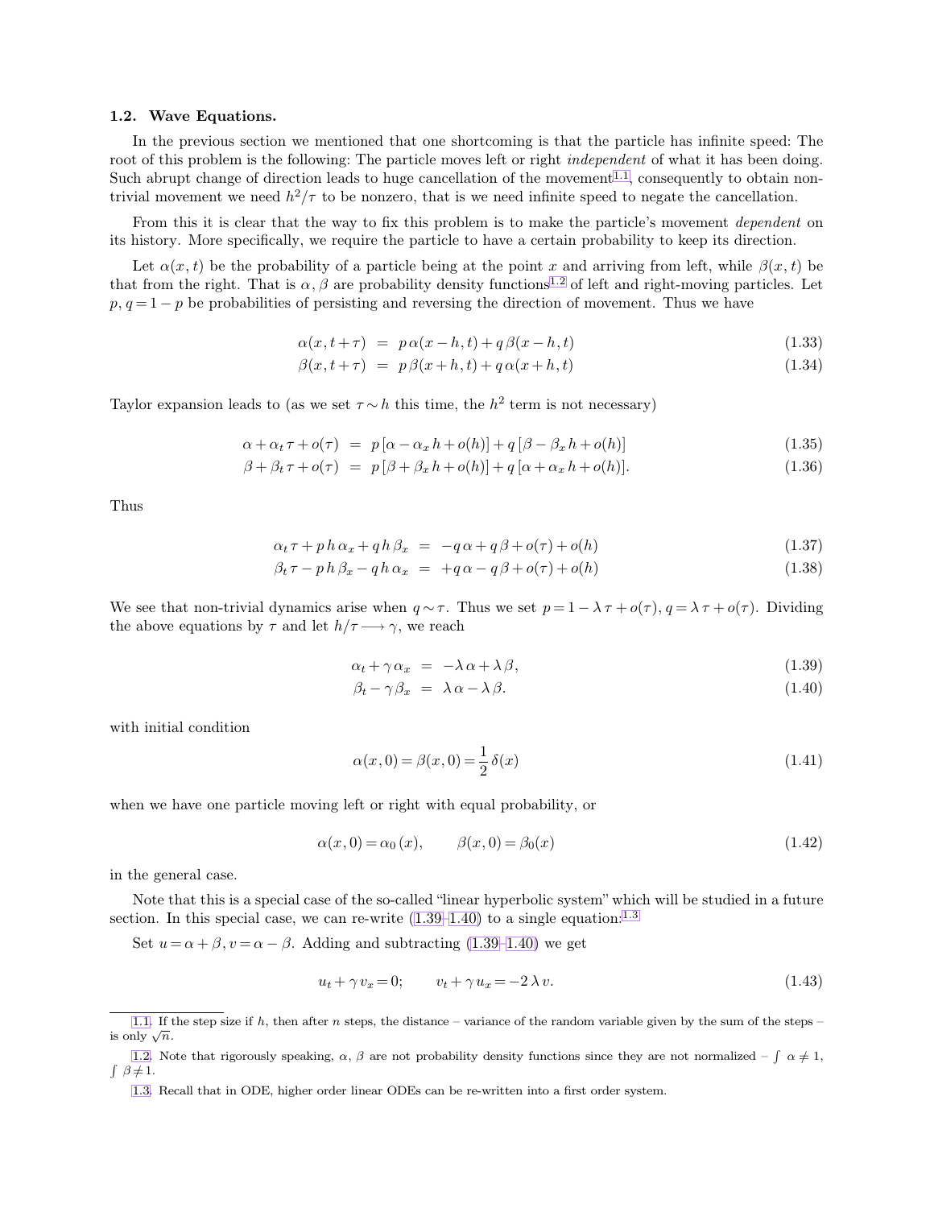### 1.2. Wave Equations.

In the previous section we mentioned that one shortcoming is that the particle has infinite speed: The root of this problem is the following: The particle moves left or right *independent* of what it has been doing. Such abrupt change of direction leads to huge cancellation of the movement[1.1], consequently to obtain non-trivial movement we need $h^2/\tau$ to be nonzero, that is we need infinite speed to negate the cancellation.

From this it is clear that the way to fix this problem is to make the particle's movement *dependent* on its history. More specifically, we require the particle to have a certain probability to keep its direction.

Let $\alpha(x,t)$ be the probability of a particle being at the point $x$ and arriving from left, while $\beta(x,t)$ be that from the right. That is $\alpha, \beta$ are probability density functions[1.2] of left and right-moving particles. Let $p, q = 1 - p$ be probabilities of persisting and reversing the direction of movement. Thus we have

$$\alpha(x, t+\tau) = p\,\alpha(x-h, t) + q\,\beta(x-h, t) \tag{1.33}$$

$$\beta(x, t+\tau) = p\,\beta(x+h, t) + q\,\alpha(x+h, t) \tag{1.34}$$

Taylor expansion leads to (as we set $\tau \sim h$ this time, the $h^2$ term is not necessary)

$$\alpha + \alpha_t\,\tau + o(\tau) = p\,[\alpha - \alpha_x\,h + o(h)] + q\,[\beta - \beta_x\,h + o(h)] \tag{1.35}$$

$$\beta + \beta_t\,\tau + o(\tau) = p\,[\beta + \beta_x\,h + o(h)] + q\,[\alpha + \alpha_x\,h + o(h)]. \tag{1.36}$$

Thus

$$\alpha_t\,\tau + p\,h\,\alpha_x + q\,h\,\beta_x = -q\,\alpha + q\,\beta + o(\tau) + o(h) \tag{1.37}$$

$$\beta_t\,\tau - p\,h\,\beta_x - q\,h\,\alpha_x = +q\,\alpha - q\,\beta + o(\tau) + o(h) \tag{1.38}$$

We see that non-trivial dynamics arise when $q \sim \tau$. Thus we set $p = 1 - \lambda\,\tau + o(\tau)$, $q = \lambda\,\tau + o(\tau)$. Dividing the above equations by $\tau$ and let $h/\tau \longrightarrow \gamma$, we reach

$$\alpha_t + \gamma\,\alpha_x = -\lambda\,\alpha + \lambda\,\beta, \tag{1.39}$$

$$\beta_t - \gamma\,\beta_x = \lambda\,\alpha - \lambda\,\beta. \tag{1.40}$$

with initial condition

$$\alpha(x, 0) = \beta(x, 0) = \frac{1}{2}\,\delta(x) \tag{1.41}$$

when we have one particle moving left or right with equal probability, or

$$\alpha(x, 0) = \alpha_0(x), \qquad \beta(x, 0) = \beta_0(x) \tag{1.42}$$

in the general case.

Note that this is a special case of the so-called "linear hyperbolic system" which will be studied in a future section. In this special case, we can re-write (1.39–1.40) to a single equation:[1.3]

Set $u = \alpha + \beta$, $v = \alpha - \beta$. Adding and subtracting (1.39–1.40) we get

$$u_t + \gamma\,v_x = 0; \qquad v_t + \gamma\,u_x = -2\,\lambda\,v. \tag{1.43}$$

---

1.1. If the step size if $h$, then after $n$ steps, the distance – variance of the random variable given by the sum of the steps – is only $\sqrt{n}$.

1.2. Note that rigorously speaking, $\alpha$, $\beta$ are not probability density functions since they are not normalized – $\int \alpha \neq 1$, $\int \beta \neq 1$.

1.3. Recall that in ODE, higher order linear ODEs can be re-written into a first order system.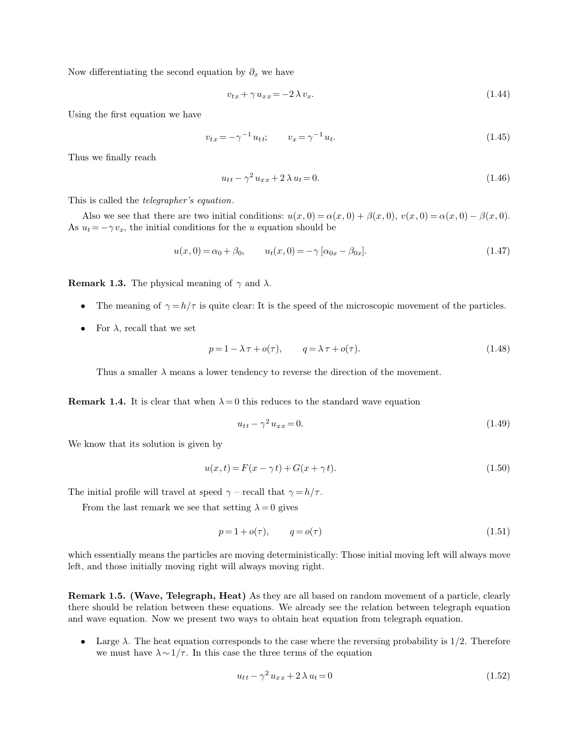Now differentiating the second equation by $\partial_x$ we have

$$v_{tx} + \gamma\, u_{xx} = -2\,\lambda\, v_x. \tag{1.44}$$

Using the first equation we have

$$v_{tx} = -\gamma^{-1}\, u_{tt}; \qquad v_x = \gamma^{-1}\, u_t. \tag{1.45}$$

Thus we finally reach

$$u_{tt} - \gamma^2\, u_{xx} + 2\,\lambda\, u_t = 0. \tag{1.46}$$

This is called the *telegrapher's equation*.

Also we see that there are two initial conditions: $u(x,0) = \alpha(x,0) + \beta(x,0)$, $v(x,0) = \alpha(x,0) - \beta(x,0)$. As $u_t = -\gamma\, v_x$, the initial conditions for the $u$ equation should be

$$u(x,0) = \alpha_0 + \beta_0, \qquad u_t(x,0) = -\gamma\,[\alpha_{0x} - \beta_{0x}]. \tag{1.47}$$

**Remark 1.3.** The physical meaning of $\gamma$ and $\lambda$.

- The meaning of $\gamma = h/\tau$ is quite clear: It is the speed of the microscopic movement of the particles.
- For $\lambda$, recall that we set

$$p = 1 - \lambda\,\tau + o(\tau), \qquad q = \lambda\,\tau + o(\tau). \tag{1.48}$$

  Thus a smaller $\lambda$ means a lower tendency to reverse the direction of the movement.

**Remark 1.4.** It is clear that when $\lambda = 0$ this reduces to the standard wave equation

$$u_{tt} - \gamma^2\, u_{xx} = 0. \tag{1.49}$$

We know that its solution is given by

$$u(x,t) = F(x - \gamma\, t) + G(x + \gamma\, t). \tag{1.50}$$

The initial profile will travel at speed $\gamma$ – recall that $\gamma = h/\tau$.

From the last remark we see that setting $\lambda = 0$ gives

$$p = 1 + o(\tau), \qquad q = o(\tau) \tag{1.51}$$

which essentially means the particles are moving deterministically: Those initial moving left will always move left, and those initially moving right will always moving right.

**Remark 1.5. (Wave, Telegraph, Heat)** As they are all based on random movement of a particle, clearly there should be relation between these equations. We already see the relation between telegraph equation and wave equation. Now we present two ways to obtain heat equation from telegraph equation.

- Large $\lambda$. The heat equation corresponds to the case where the reversing probability is 1/2. Therefore we must have $\lambda \sim 1/\tau$. In this case the three terms of the equation

$$u_{tt} - \gamma^2\, u_{xx} + 2\,\lambda\, u_t = 0 \tag{1.52}$$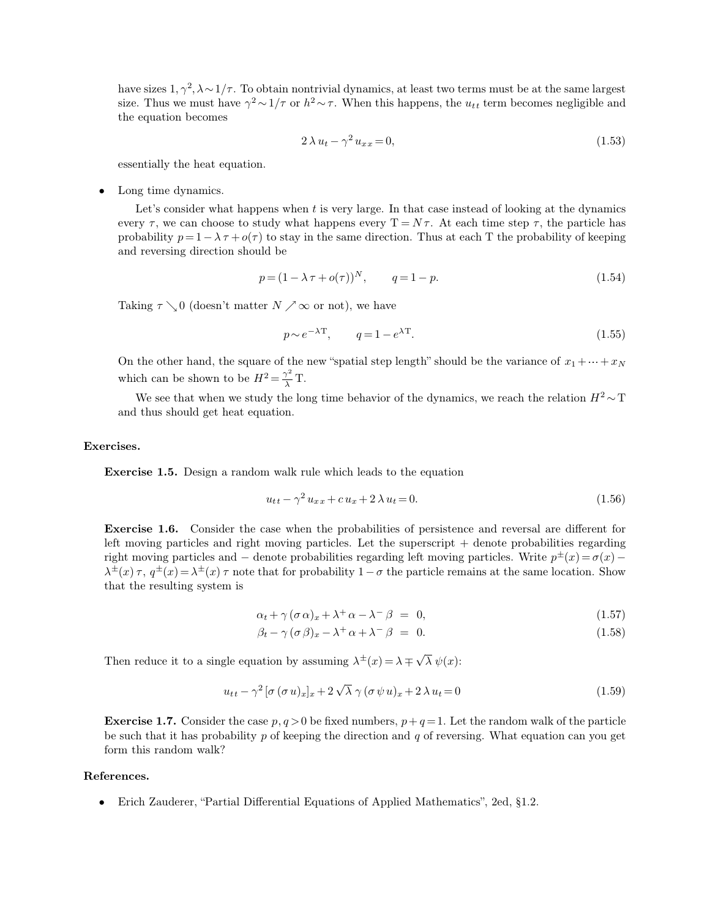have sizes $1, \gamma^2, \lambda \sim 1/\tau$. To obtain nontrivial dynamics, at least two terms must be at the same largest size. Thus we must have $\gamma^2 \sim 1/\tau$ or $h^2 \sim \tau$. When this happens, the $u_{tt}$ term becomes negligible and the equation becomes

$$2\,\lambda\,u_t - \gamma^2\,u_{xx} = 0, \tag{1.53}$$

essentially the heat equation.

- Long time dynamics.

  Let's consider what happens when $t$ is very large. In that case instead of looking at the dynamics every $\tau$, we can choose to study what happens every $\mathrm{T} = N\,\tau$. At each time step $\tau$, the particle has probability $p = 1 - \lambda\,\tau + o(\tau)$ to stay in the same direction. Thus at each T the probability of keeping and reversing direction should be

  $$p = (1 - \lambda\,\tau + o(\tau))^N, \qquad q = 1 - p. \tag{1.54}$$

  Taking $\tau \searrow 0$ (doesn't matter $N \nearrow \infty$ or not), we have

  $$p \sim e^{-\lambda \mathrm{T}}, \qquad q = 1 - e^{\lambda \mathrm{T}}. \tag{1.55}$$

  On the other hand, the square of the new "spatial step length" should be the variance of $x_1 + \cdots + x_N$ which can be shown to be $H^2 = \frac{\gamma^2}{\lambda}\,\mathrm{T}$.

  We see that when we study the long time behavior of the dynamics, we reach the relation $H^2 \sim \mathrm{T}$ and thus should get heat equation.

**Exercises.**

**Exercise 1.5.** Design a random walk rule which leads to the equation

$$u_{tt} - \gamma^2\,u_{xx} + c\,u_x + 2\,\lambda\,u_t = 0. \tag{1.56}$$

**Exercise 1.6.** Consider the case when the probabilities of persistence and reversal are different for left moving particles and right moving particles. Let the superscript $+$ denote probabilities regarding right moving particles and $-$ denote probabilities regarding left moving particles. Write $p^{\pm}(x) = \sigma(x) - \lambda^{\pm}(x)\,\tau$, $q^{\pm}(x) = \lambda^{\pm}(x)\,\tau$ note that for probability $1 - \sigma$ the particle remains at the same location. Show that the resulting system is

$$\alpha_t + \gamma\,(\sigma\,\alpha)_x + \lambda^+\,\alpha - \lambda^-\,\beta \;=\; 0, \tag{1.57}$$

$$\beta_t - \gamma\,(\sigma\,\beta)_x - \lambda^+\,\alpha + \lambda^-\,\beta \;=\; 0. \tag{1.58}$$

Then reduce it to a single equation by assuming $\lambda^{\pm}(x) = \lambda \mp \sqrt{\lambda}\,\psi(x)$:

$$u_{tt} - \gamma^2\,[\sigma\,(\sigma\,u)_x]_x + 2\,\sqrt{\lambda}\,\gamma\,(\sigma\,\psi\,u)_x + 2\,\lambda\,u_t = 0 \tag{1.59}$$

**Exercise 1.7.** Consider the case $p, q > 0$ be fixed numbers, $p + q = 1$. Let the random walk of the particle be such that it has probability $p$ of keeping the direction and $q$ of reversing. What equation can you get form this random walk?

**References.**

- Erich Zauderer, "Partial Differential Equations of Applied Mathematics", 2ed, §1.2.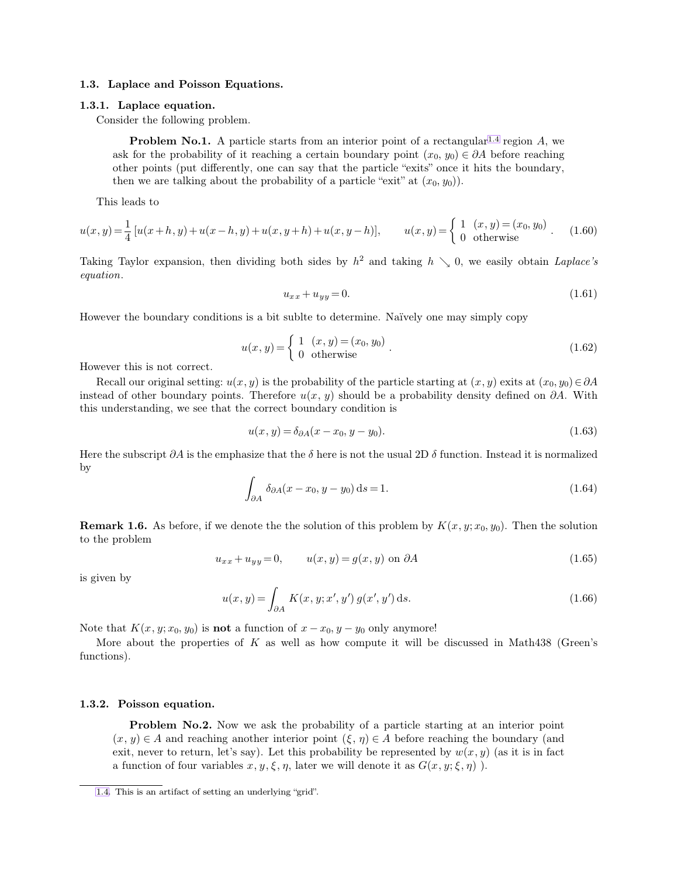### 1.3. Laplace and Poisson Equations.

#### 1.3.1. Laplace equation.

Consider the following problem.

> **Problem No.1.** A particle starts from an interior point of a rectangular[1.4] region $A$, we ask for the probability of it reaching a certain boundary point $(x_0, y_0) \in \partial A$ before reaching other points (put differently, one can say that the particle "exits" once it hits the boundary, then we are talking about the probability of a particle "exit" at $(x_0, y_0)$).

This leads to

$$u(x,y) = \frac{1}{4}\left[u(x+h,y) + u(x-h,y) + u(x,y+h) + u(x,y-h)\right], \qquad u(x,y) = \begin{cases} 1 & (x,y) = (x_0, y_0) \\ 0 & \text{otherwise} \end{cases}. \tag{1.60}$$

Taking Taylor expansion, then dividing both sides by $h^2$ and taking $h \searrow 0$, we easily obtain *Laplace's equation*.

$$u_{xx} + u_{yy} = 0. \tag{1.61}$$

However the boundary conditions is a bit sublte to determine. Naïvely one may simply copy

$$u(x,y) = \begin{cases} 1 & (x,y) = (x_0, y_0) \\ 0 & \text{otherwise} \end{cases}. \tag{1.62}$$

However this is not correct.

Recall our original setting: $u(x, y)$ is the probability of the particle starting at $(x, y)$ exits at $(x_0, y_0) \in \partial A$ instead of other boundary points. Therefore $u(x, y)$ should be a probability density defined on $\partial A$. With this understanding, we see that the correct boundary condition is

$$u(x,y) = \delta_{\partial A}(x - x_0, y - y_0). \tag{1.63}$$

Here the subscript $\partial A$ is the emphasize that the $\delta$ here is not the usual 2D $\delta$ function. Instead it is normalized by

$$\int_{\partial A} \delta_{\partial A}(x - x_0, y - y_0)\,\mathrm{d}s = 1. \tag{1.64}$$

**Remark 1.6.** As before, if we denote the the solution of this problem by $K(x, y; x_0, y_0)$. Then the solution to the problem

$$u_{xx} + u_{yy} = 0, \qquad u(x,y) = g(x,y) \text{ on } \partial A \tag{1.65}$$

is given by

$$u(x,y) = \int_{\partial A} K(x, y; x', y')\, g(x', y')\,\mathrm{d}s. \tag{1.66}$$

Note that $K(x, y; x_0, y_0)$ is **not** a function of $x - x_0, y - y_0$ only anymore!

More about the properties of $K$ as well as how compute it will be discussed in Math438 (Green's functions).

#### 1.3.2. Poisson equation.

> **Problem No.2.** Now we ask the probability of a particle starting at an interior point $(x, y) \in A$ and reaching another interior point $(\xi, \eta) \in A$ before reaching the boundary (and exit, never to return, let's say). Let this probability be represented by $w(x, y)$ (as it is in fact a function of four variables $x, y, \xi, \eta$, later we will denote it as $G(x, y; \xi, \eta)$ ).

[1.4] This is an artifact of setting an underlying "grid".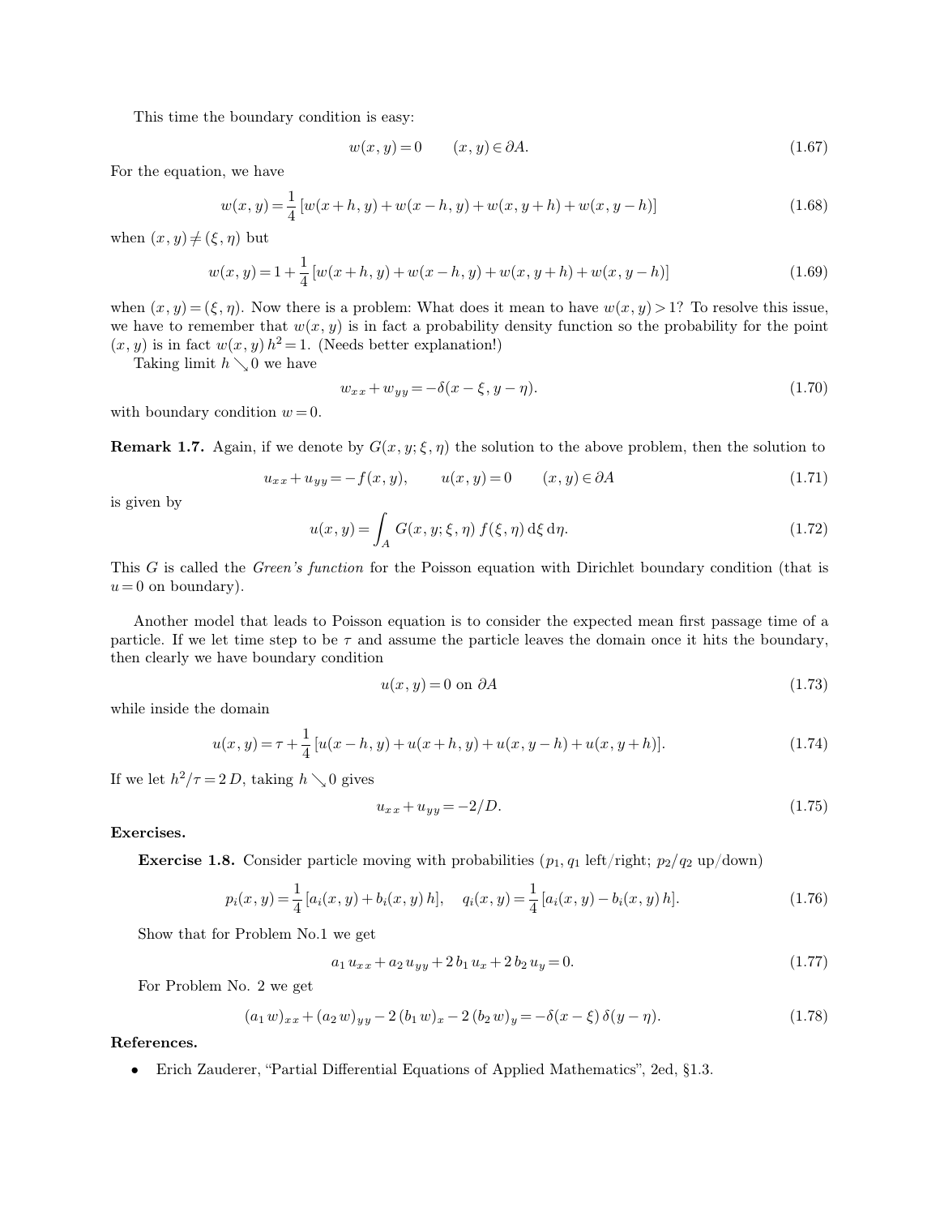This time the boundary condition is easy:

$$w(x, y) = 0 \qquad (x, y) \in \partial A. \tag{1.67}$$

For the equation, we have

$$w(x, y) = \frac{1}{4} [w(x + h, y) + w(x - h, y) + w(x, y + h) + w(x, y - h)] \tag{1.68}$$

when $(x, y) \neq (\xi, \eta)$ but

$$w(x, y) = 1 + \frac{1}{4} [w(x + h, y) + w(x - h, y) + w(x, y + h) + w(x, y - h)] \tag{1.69}$$

when $(x, y) = (\xi, \eta)$. Now there is a problem: What does it mean to have $w(x, y) > 1$? To resolve this issue, we have to remember that $w(x, y)$ is in fact a probability density function so the probability for the point $(x, y)$ is in fact $w(x, y)\, h^2 = 1$. (Needs better explanation!)

Taking limit $h \searrow 0$ we have

$$w_{xx} + w_{yy} = -\delta(x - \xi, y - \eta). \tag{1.70}$$

with boundary condition $w = 0$.

**Remark 1.7.** Again, if we denote by $G(x, y; \xi, \eta)$ the solution to the above problem, then the solution to

$$u_{xx} + u_{yy} = -f(x, y), \qquad u(x, y) = 0 \qquad (x, y) \in \partial A \tag{1.71}$$

is given by

$$u(x, y) = \int_A G(x, y; \xi, \eta)\, f(\xi, \eta)\, \mathrm{d}\xi\, \mathrm{d}\eta. \tag{1.72}$$

This $G$ is called the *Green's function* for the Poisson equation with Dirichlet boundary condition (that is $u = 0$ on boundary).

Another model that leads to Poisson equation is to consider the expected mean first passage time of a particle. If we let time step to be $\tau$ and assume the particle leaves the domain once it hits the boundary, then clearly we have boundary condition

$$u(x, y) = 0 \text{ on } \partial A \tag{1.73}$$

while inside the domain

$$u(x, y) = \tau + \frac{1}{4} [u(x - h, y) + u(x + h, y) + u(x, y - h) + u(x, y + h)]. \tag{1.74}$$

If we let $h^2/\tau = 2\, D$, taking $h \searrow 0$ gives

$$u_{xx} + u_{yy} = -2/D. \tag{1.75}$$

**Exercises.**

**Exercise 1.8.** Consider particle moving with probabilities ($p_1$, $q_1$ left/right; $p_2$/$q_2$ up/down)

$$p_i(x, y) = \frac{1}{4} [a_i(x, y) + b_i(x, y)\, h], \quad q_i(x, y) = \frac{1}{4} [a_i(x, y) - b_i(x, y)\, h]. \tag{1.76}$$

Show that for Problem No.1 we get

$$a_1\, u_{xx} + a_2\, u_{yy} + 2\, b_1\, u_x + 2\, b_2\, u_y = 0. \tag{1.77}$$

For Problem No. 2 we get

$$(a_1\, w)_{xx} + (a_2\, w)_{yy} - 2\, (b_1\, w)_x - 2\, (b_2\, w)_y = -\delta(x - \xi)\, \delta(y - \eta). \tag{1.78}$$

**References.**

- Erich Zauderer, "Partial Differential Equations of Applied Mathematics", 2ed, §1.3.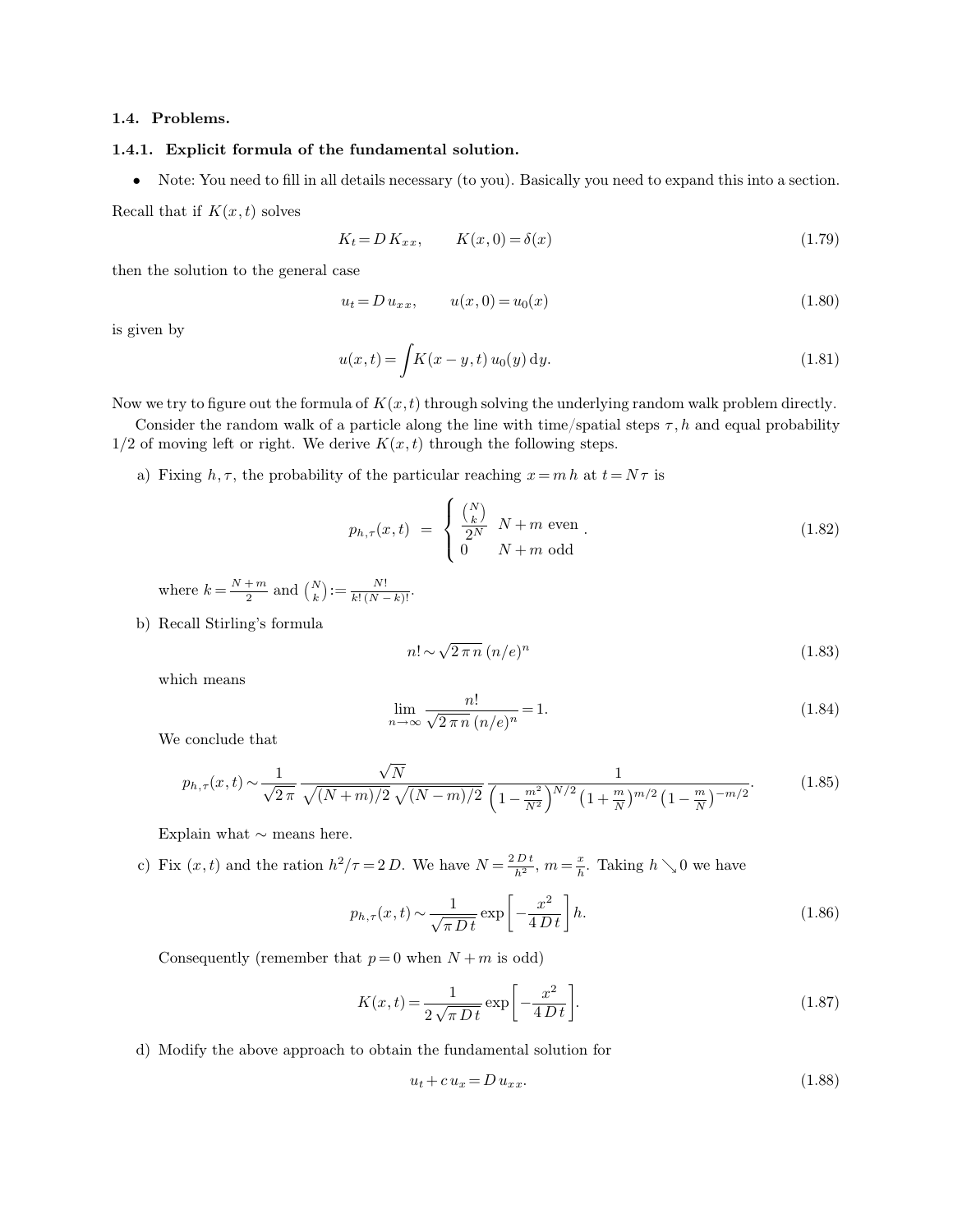### 1.4. Problems.

#### 1.4.1. Explicit formula of the fundamental solution.

- Note: You need to fill in all details necessary (to you). Basically you need to expand this into a section.

Recall that if $K(x, t)$ solves

$$K_t = D\, K_{xx}, \qquad K(x, 0) = \delta(x) \tag{1.79}$$

then the solution to the general case

$$u_t = D\, u_{xx}, \qquad u(x, 0) = u_0(x) \tag{1.80}$$

is given by

$$u(x, t) = \int K(x - y, t)\, u_0(y)\, \mathrm{d}y. \tag{1.81}$$

Now we try to figure out the formula of $K(x, t)$ through solving the underlying random walk problem directly.

Consider the random walk of a particle along the line with time/spatial steps $\tau, h$ and equal probability $1/2$ of moving left or right. We derive $K(x, t)$ through the following steps.

a) Fixing $h, \tau$, the probability of the particular reaching $x = m\, h$ at $t = N\, \tau$ is

$$p_{h,\tau}(x, t) \;=\; \begin{cases} \frac{\binom{N}{k}}{2^N} & N + m \text{ even} \\ 0 & N + m \text{ odd} \end{cases}. \tag{1.82}$$

where $k = \frac{N + m}{2}$ and $\binom{N}{k} := \frac{N!}{k!\,(N - k)!}$.

b) Recall Stirling's formula

$$n! \sim \sqrt{2\, \pi\, n}\, (n/e)^n \tag{1.83}$$

which means

$$\lim_{n \to \infty} \frac{n!}{\sqrt{2\, \pi\, n}\, (n/e)^n} = 1. \tag{1.84}$$

We conclude that

$$p_{h,\tau}(x, t) \sim \frac{1}{\sqrt{2\, \pi}} \frac{\sqrt{N}}{\sqrt{(N + m)/2}\, \sqrt{(N - m)/2}} \frac{1}{\left(1 - \frac{m^2}{N^2}\right)^{N/2} \left(1 + \frac{m}{N}\right)^{m/2} \left(1 - \frac{m}{N}\right)^{-m/2}}. \tag{1.85}$$

Explain what $\sim$ means here.

c) Fix $(x, t)$ and the ration $h^2/\tau = 2\, D$. We have $N = \frac{2\, D\, t}{h^2}$, $m = \frac{x}{h}$. Taking $h \searrow 0$ we have

$$p_{h,\tau}(x, t) \sim \frac{1}{\sqrt{\pi\, D\, t}} \exp\left[-\frac{x^2}{4\, D\, t}\right] h. \tag{1.86}$$

Consequently (remember that $p = 0$ when $N + m$ is odd)

$$K(x, t) = \frac{1}{2\, \sqrt{\pi\, D\, t}} \exp\left[-\frac{x^2}{4\, D\, t}\right]. \tag{1.87}$$

d) Modify the above approach to obtain the fundamental solution for

$$u_t + c\, u_x = D\, u_{xx}. \tag{1.88}$$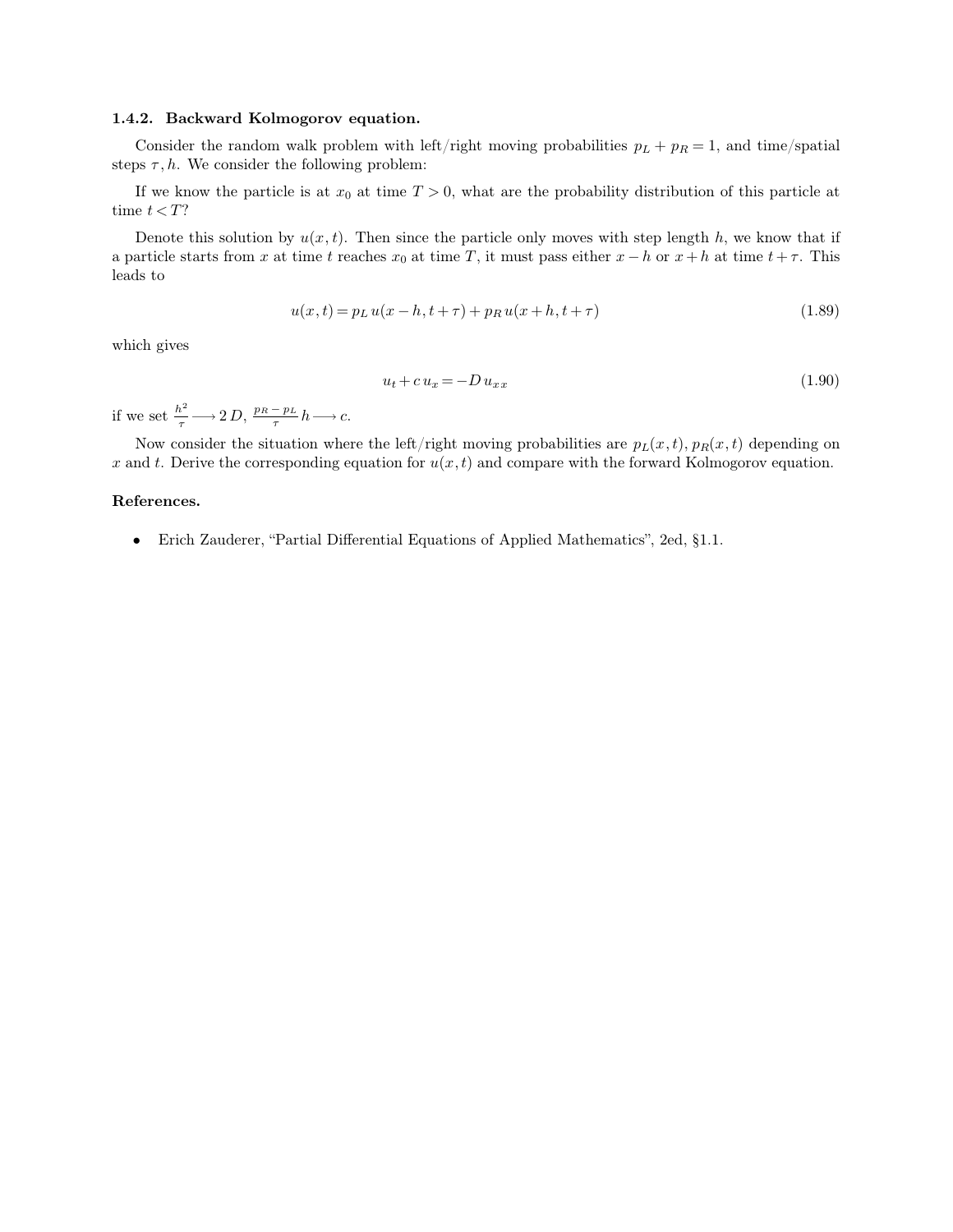#### 1.4.2. Backward Kolmogorov equation.

Consider the random walk problem with left/right moving probabilities $p_L + p_R = 1$, and time/spatial steps $\tau, h$. We consider the following problem:

If we know the particle is at $x_0$ at time $T > 0$, what are the probability distribution of this particle at time $t < T$?

Denote this solution by $u(x, t)$. Then since the particle only moves with step length $h$, we know that if a particle starts from $x$ at time $t$ reaches $x_0$ at time $T$, it must pass either $x - h$ or $x + h$ at time $t + \tau$. This leads to

$$u(x, t) = p_L\, u(x - h, t + \tau) + p_R\, u(x + h, t + \tau) \tag{1.89}$$

which gives

$$u_t + c\, u_x = -D\, u_{xx} \tag{1.90}$$

if we set $\frac{h^2}{\tau} \longrightarrow 2\,D$, $\frac{p_R - p_L}{\tau}\, h \longrightarrow c$.

Now consider the situation where the left/right moving probabilities are $p_L(x, t), p_R(x, t)$ depending on $x$ and $t$. Derive the corresponding equation for $u(x, t)$ and compare with the forward Kolmogorov equation.

**References.**

- Erich Zauderer, "Partial Differential Equations of Applied Mathematics", 2ed, §1.1.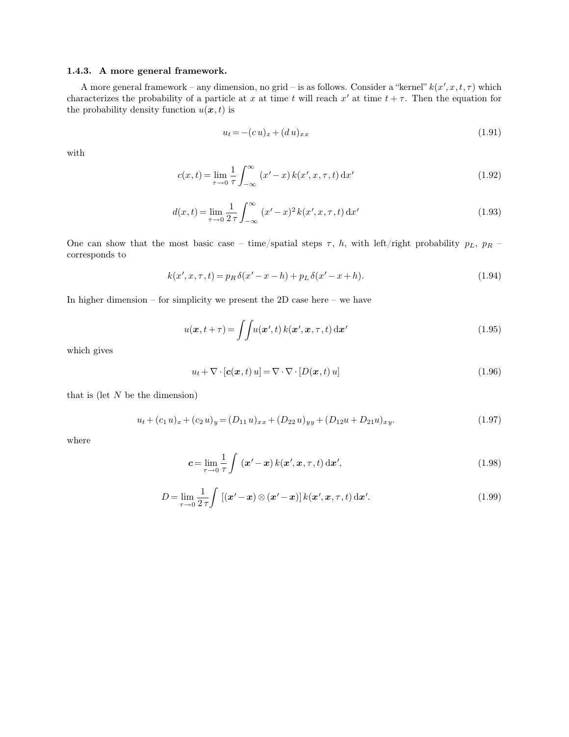### 1.4.3. A more general framework.

A more general framework – any dimension, no grid – is as follows. Consider a "kernel" $k(x', x, t, \tau)$ which characterizes the probability of a particle at $x$ at time $t$ will reach $x'$ at time $t+\tau$. Then the equation for the probability density function $u(\boldsymbol{x}, t)$ is

$$u_t = -(c\,u)_x + (d\,u)_{xx} \tag{1.91}$$

with

$$c(x,t) = \lim_{\tau \to 0} \frac{1}{\tau} \int_{-\infty}^{\infty} (x' - x)\, k(x', x, \tau, t)\, \mathrm{d}x' \tag{1.92}$$

$$d(x,t) = \lim_{\tau \to 0} \frac{1}{2\,\tau} \int_{-\infty}^{\infty} (x' - x)^2\, k(x', x, \tau, t)\, \mathrm{d}x' \tag{1.93}$$

One can show that the most basic case – time/spatial steps $\tau$, $h$, with left/right probability $p_L$, $p_R$ – corresponds to

$$k(x', x, \tau, t) = p_R\, \delta(x' - x - h) + p_L\, \delta(x' - x + h). \tag{1.94}$$

In higher dimension – for simplicity we present the 2D case here – we have

$$u(\boldsymbol{x}, t + \tau) = \int\!\!\int u(\boldsymbol{x}', t)\, k(\boldsymbol{x}', \boldsymbol{x}, \tau, t)\, \mathrm{d}\boldsymbol{x}' \tag{1.95}$$

which gives

$$u_t + \nabla \cdot [\boldsymbol{c}(\boldsymbol{x}, t)\, u] = \nabla \cdot \nabla \cdot [D(\boldsymbol{x}, t)\, u] \tag{1.96}$$

that is (let $N$ be the dimension)

$$u_t + (c_1\, u)_x + (c_2\, u)_y = (D_{11}\, u)_{xx} + (D_{22}\, u)_{yy} + (D_{12} u + D_{21} u)_{xy}. \tag{1.97}$$

where

$$\boldsymbol{c} = \lim_{\tau \to 0} \frac{1}{\tau} \int (\boldsymbol{x}' - \boldsymbol{x})\, k(\boldsymbol{x}', \boldsymbol{x}, \tau, t)\, \mathrm{d}\boldsymbol{x}', \tag{1.98}$$

$$D = \lim_{\tau \to 0} \frac{1}{2\,\tau} \int [(\boldsymbol{x}' - \boldsymbol{x}) \otimes (\boldsymbol{x}' - \boldsymbol{x})]\, k(\boldsymbol{x}', \boldsymbol{x}, \tau, t)\, \mathrm{d}\boldsymbol{x}'. \tag{1.99}$$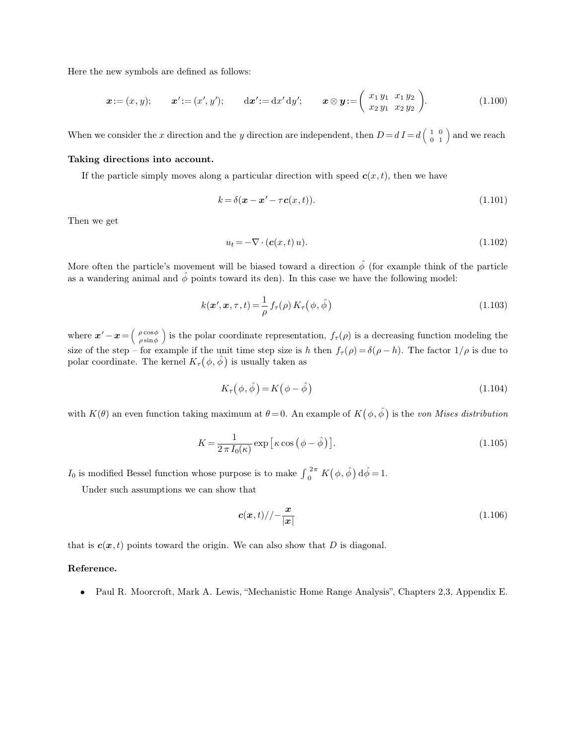Here the new symbols are defined as follows:

$$\boldsymbol{x} := (x, y); \qquad \boldsymbol{x}' := (x', y'); \qquad \mathrm{d}\boldsymbol{x}' := \mathrm{d}x'\,\mathrm{d}y'; \qquad \boldsymbol{x} \otimes \boldsymbol{y} := \begin{pmatrix} x_1\,y_1 & x_1\,y_2 \\ x_2\,y_1 & x_2\,y_2 \end{pmatrix}. \tag{1.100}$$

When we consider the $x$ direction and the $y$ direction are independent, then $D = d\,I = d\left(\begin{smallmatrix} 1 & 0 \\ 0 & 1 \end{smallmatrix}\right)$ and we reach

**Taking directions into account.**

If the particle simply moves along a particular direction with speed $\boldsymbol{c}(x,t)$, then we have

$$k = \delta(\boldsymbol{x} - \boldsymbol{x}' - \tau\,\boldsymbol{c}(x,t)). \tag{1.101}$$

Then we get

$$u_t = -\nabla \cdot (\boldsymbol{c}(x,t)\,u). \tag{1.102}$$

More often the particle's movement will be biased toward a direction $\hat{\phi}$ (for example think of the particle as a wandering animal and $\hat{\phi}$ points toward its den). In this case we have the following model:

$$k(\boldsymbol{x}', \boldsymbol{x}, \tau, t) = \frac{1}{\rho}\,f_\tau(\rho)\,K_\tau\big(\phi, \hat{\phi}\big) \tag{1.103}$$

where $\boldsymbol{x}' - \boldsymbol{x} = \left(\begin{smallmatrix} \rho\cos\phi \\ \rho\sin\phi \end{smallmatrix}\right)$ is the polar coordinate representation, $f_\tau(\rho)$ is a decreasing function modeling the size of the step – for example if the unit time step size is $h$ then $f_\tau(\rho) = \delta(\rho - h)$. The factor $1/\rho$ is due to polar coordinate. The kernel $K_\tau\big(\phi, \hat{\phi}\big)$ is usually taken as

$$K_\tau\big(\phi, \hat{\phi}\big) = K\big(\phi - \hat{\phi}\big) \tag{1.104}$$

with $K(\theta)$ an even function taking maximum at $\theta = 0$. An example of $K\big(\phi, \hat{\phi}\big)$ is the *von Mises distribution*

$$K = \frac{1}{2\,\pi\,I_0(\kappa)} \exp\big[\kappa \cos\big(\phi - \hat{\phi}\big)\big]. \tag{1.105}$$

$I_0$ is modified Bessel function whose purpose is to make $\int_0^{2\pi} K\big(\phi, \hat{\phi}\big)\,\mathrm{d}\hat{\phi} = 1$.

Under such assumptions we can show that

$$\boldsymbol{c}(\boldsymbol{x}, t) // -\frac{\boldsymbol{x}}{|\boldsymbol{x}|} \tag{1.106}$$

that is $\boldsymbol{c}(\boldsymbol{x}, t)$ points toward the origin. We can also show that $D$ is diagonal.

**Reference.**

- Paul R. Moorcroft, Mark A. Lewis, "Mechanistic Home Range Analysis", Chapters 2,3, Appendix E.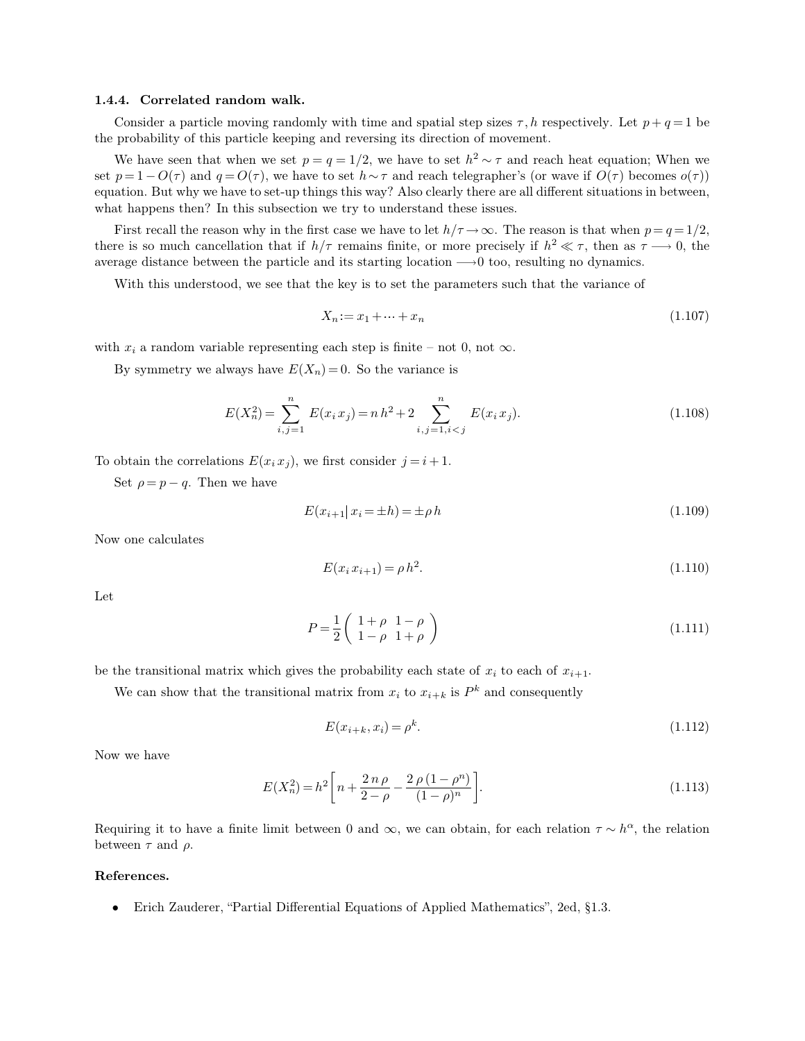### 1.4.4. Correlated random walk.

Consider a particle moving randomly with time and spatial step sizes $\tau, h$ respectively. Let $p+q=1$ be the probability of this particle keeping and reversing its direction of movement.

We have seen that when we set $p=q=1/2$, we have to set $h^2 \sim \tau$ and reach heat equation; When we set $p=1-O(\tau)$ and $q=O(\tau)$, we have to set $h \sim \tau$ and reach telegrapher's (or wave if $O(\tau)$ becomes $o(\tau)$) equation. But why we have to set-up things this way? Also clearly there are all different situations in between, what happens then? In this subsection we try to understand these issues.

First recall the reason why in the first case we have to let $h/\tau \rightarrow \infty$. The reason is that when $p=q=1/2$, there is so much cancellation that if $h/\tau$ remains finite, or more precisely if $h^2 \ll \tau$, then as $\tau \longrightarrow 0$, the average distance between the particle and its starting location $\longrightarrow 0$ too, resulting no dynamics.

With this understood, we see that the key is to set the parameters such that the variance of

$$X_n := x_1 + \cdots + x_n \tag{1.107}$$

with $x_i$ a random variable representing each step is finite – not 0, not $\infty$.

By symmetry we always have $E(X_n)=0$. So the variance is

$$E(X_n^2) = \sum_{i,j=1}^{n} E(x_i\, x_j) = n\, h^2 + 2 \sum_{i,j=1, i<j}^{n} E(x_i\, x_j). \tag{1.108}$$

To obtain the correlations $E(x_i\, x_j)$, we first consider $j=i+1$.

Set $\rho = p-q$. Then we have

$$E(x_{i+1} | \, x_i = \pm h) = \pm \rho\, h \tag{1.109}$$

Now one calculates

$$E(x_i\, x_{i+1}) = \rho\, h^2. \tag{1.110}$$

Let

$$P = \frac{1}{2} \begin{pmatrix} 1+\rho & 1-\rho \\ 1-\rho & 1+\rho \end{pmatrix} \tag{1.111}$$

be the transitional matrix which gives the probability each state of $x_i$ to each of $x_{i+1}$.

We can show that the transitional matrix from $x_i$ to $x_{i+k}$ is $P^k$ and consequently

$$E(x_{i+k}, x_i) = \rho^k. \tag{1.112}$$

Now we have

$$E(X_n^2) = h^2 \left[ n + \frac{2\, n\, \rho}{2-\rho} - \frac{2\, \rho\, (1-\rho^n)}{(1-\rho)^n} \right]. \tag{1.113}$$

Requiring it to have a finite limit between 0 and $\infty$, we can obtain, for each relation $\tau \sim h^{\alpha}$, the relation between $\tau$ and $\rho$.

**References.**

- Erich Zauderer, "Partial Differential Equations of Applied Mathematics", 2ed, §1.3.